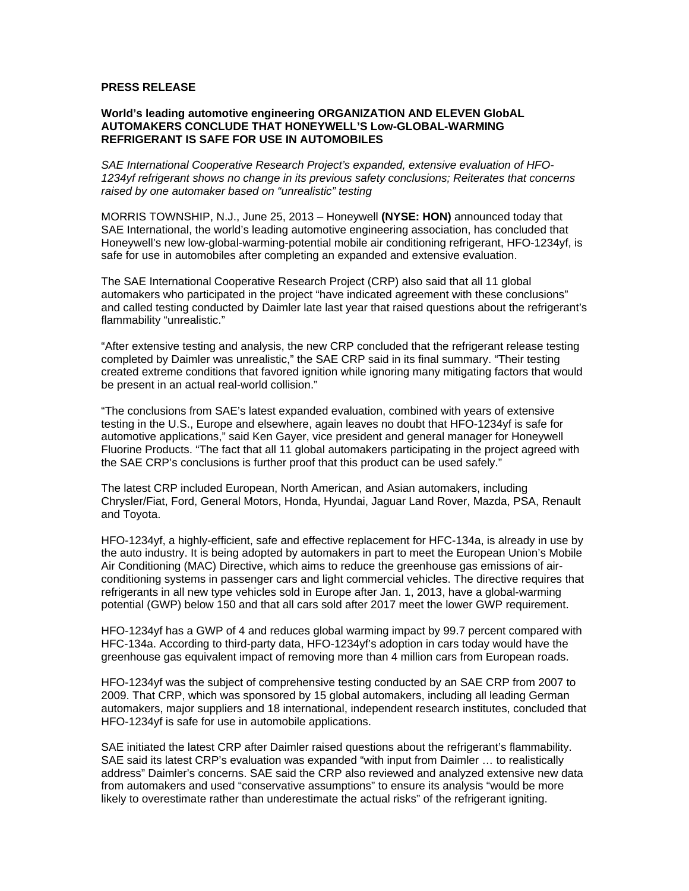**PRESS RELEASE**

## World's leading automotive engineering ORGANIZATION AND ELEVEN GlobAL AUTOMAKERS CONCLUDE THAT HONEYWELL'S Low-GLOBAL-WARMING REFRIGERANT IS SAFE FOR USE IN AUTOMOBILES

*SAE International Cooperative Research Project's expanded, extensive evaluation of HFO-1234yf refrigerant shows no change in its previous safety conclusions; Reiterates that concerns raised by one automaker based on "unrealistic" testing*

MORRIS TOWNSHIP, N.J., June 25, 2013 – Honeywell **(NYSE: HON)** announced today that SAE International, the world's leading automotive engineering association, has concluded that Honeywell's new low-global-warming-potential mobile air conditioning refrigerant, HFO-1234yf, is safe for use in automobiles after completing an expanded and extensive evaluation.

The SAE International Cooperative Research Project (CRP) also said that all 11 global automakers who participated in the project "have indicated agreement with these conclusions" and called testing conducted by Daimler late last year that raised questions about the refrigerant's flammability "unrealistic."

"After extensive testing and analysis, the new CRP concluded that the refrigerant release testing completed by Daimler was unrealistic," the SAE CRP said in its final summary. "Their testing created extreme conditions that favored ignition while ignoring many mitigating factors that would be present in an actual real-world collision."

"The conclusions from SAE's latest expanded evaluation, combined with years of extensive testing in the U.S., Europe and elsewhere, again leaves no doubt that HFO-1234yf is safe for automotive applications," said Ken Gayer, vice president and general manager for Honeywell Fluorine Products. "The fact that all 11 global automakers participating in the project agreed with the SAE CRP's conclusions is further proof that this product can be used safely."

The latest CRP included European, North American, and Asian automakers, including Chrysler/Fiat, Ford, General Motors, Honda, Hyundai, Jaguar Land Rover, Mazda, PSA, Renault and Toyota.

HFO-1234yf, a highly-efficient, safe and effective replacement for HFC-134a, is already in use by the auto industry. It is being adopted by automakers in part to meet the European Union's Mobile Air Conditioning (MAC) Directive, which aims to reduce the greenhouse gas emissions of air-conditioning systems in passenger cars and light commercial vehicles. The directive requires that refrigerants in all new type vehicles sold in Europe after Jan. 1, 2013, have a global-warming potential (GWP) below 150 and that all cars sold after 2017 meet the lower GWP requirement.

HFO-1234yf has a GWP of 4 and reduces global warming impact by 99.7 percent compared with HFC-134a. According to third-party data, HFO-1234yf's adoption in cars today would have the greenhouse gas equivalent impact of removing more than 4 million cars from European roads.

HFO-1234yf was the subject of comprehensive testing conducted by an SAE CRP from 2007 to 2009. That CRP, which was sponsored by 15 global automakers, including all leading German automakers, major suppliers and 18 international, independent research institutes, concluded that HFO-1234yf is safe for use in automobile applications.

SAE initiated the latest CRP after Daimler raised questions about the refrigerant's flammability. SAE said its latest CRP's evaluation was expanded "with input from Daimler … to realistically address" Daimler's concerns. SAE said the CRP also reviewed and analyzed extensive new data from automakers and used "conservative assumptions" to ensure its analysis "would be more likely to overestimate rather than underestimate the actual risks" of the refrigerant igniting.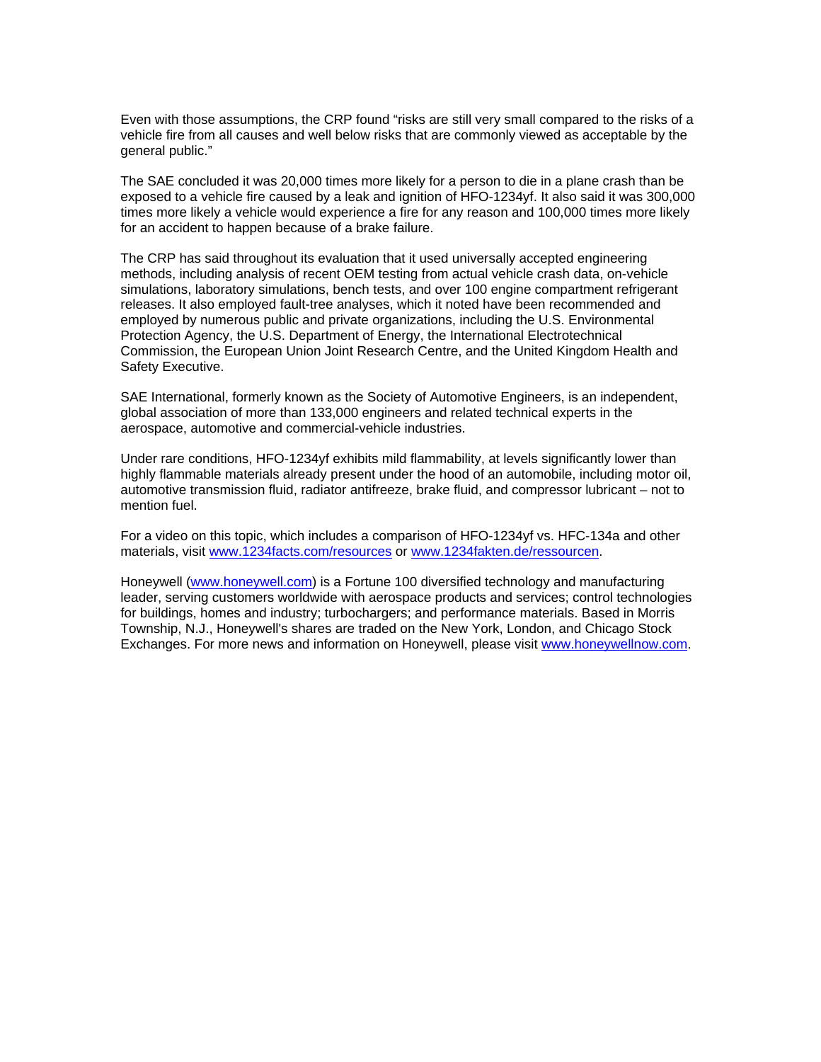Even with those assumptions, the CRP found "risks are still very small compared to the risks of a vehicle fire from all causes and well below risks that are commonly viewed as acceptable by the general public."

The SAE concluded it was 20,000 times more likely for a person to die in a plane crash than be exposed to a vehicle fire caused by a leak and ignition of HFO-1234yf. It also said it was 300,000 times more likely a vehicle would experience a fire for any reason and 100,000 times more likely for an accident to happen because of a brake failure.

The CRP has said throughout its evaluation that it used universally accepted engineering methods, including analysis of recent OEM testing from actual vehicle crash data, on-vehicle simulations, laboratory simulations, bench tests, and over 100 engine compartment refrigerant releases. It also employed fault-tree analyses, which it noted have been recommended and employed by numerous public and private organizations, including the U.S. Environmental Protection Agency, the U.S. Department of Energy, the International Electrotechnical Commission, the European Union Joint Research Centre, and the United Kingdom Health and Safety Executive.

SAE International, formerly known as the Society of Automotive Engineers, is an independent, global association of more than 133,000 engineers and related technical experts in the aerospace, automotive and commercial-vehicle industries.

Under rare conditions, HFO-1234yf exhibits mild flammability, at levels significantly lower than highly flammable materials already present under the hood of an automobile, including motor oil, automotive transmission fluid, radiator antifreeze, brake fluid, and compressor lubricant – not to mention fuel.

For a video on this topic, which includes a comparison of HFO-1234yf vs. HFC-134a and other materials, visit [www.1234facts.com/resources](www.1234facts.com/resources) or [www.1234fakten.de/ressourcen](www.1234fakten.de/ressourcen).

Honeywell ([www.honeywell.com](www.honeywell.com)) is a Fortune 100 diversified technology and manufacturing leader, serving customers worldwide with aerospace products and services; control technologies for buildings, homes and industry; turbochargers; and performance materials. Based in Morris Township, N.J., Honeywell's shares are traded on the New York, London, and Chicago Stock Exchanges. For more news and information on Honeywell, please visit [www.honeywellnow.com](www.honeywellnow.com).